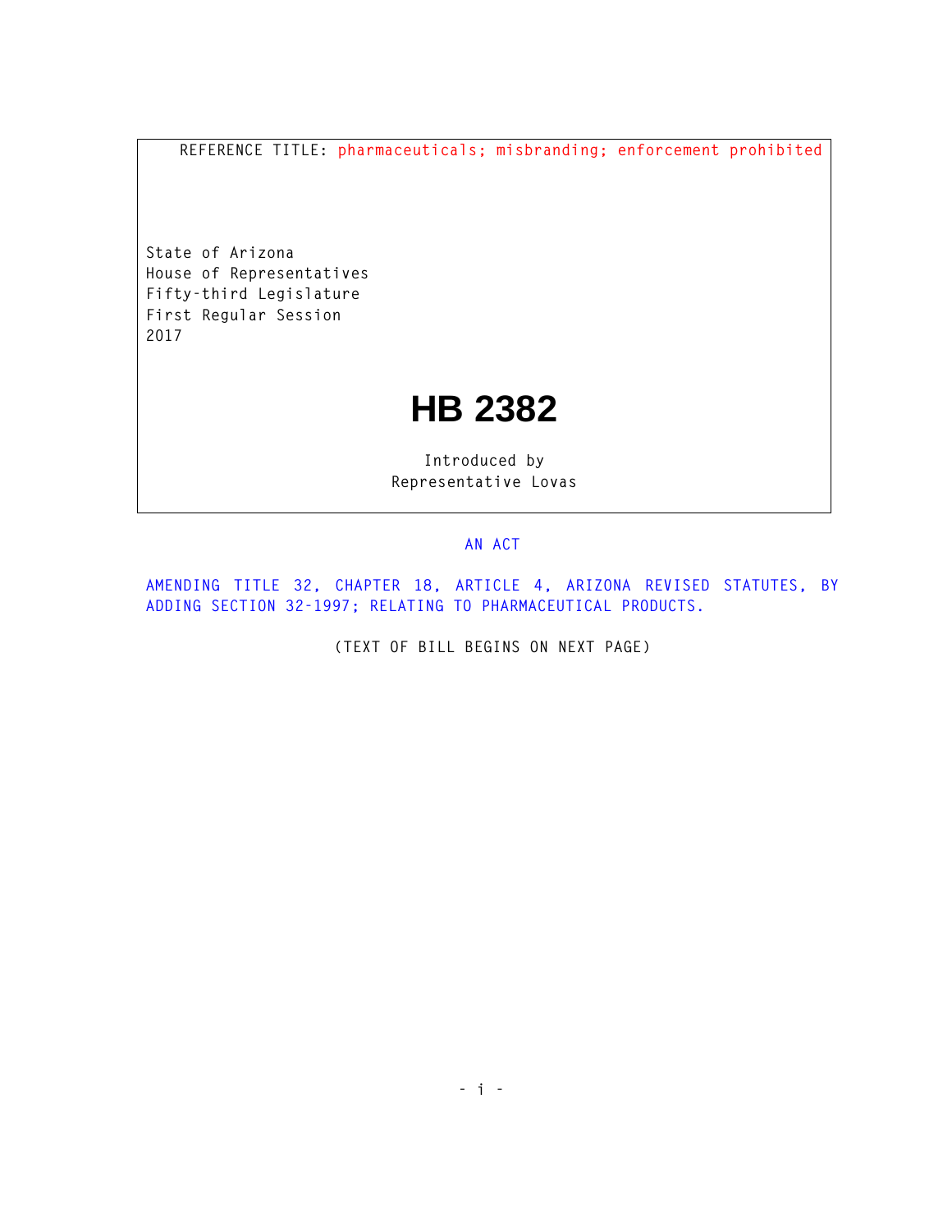REFERENCE TITLE: pharmaceuticals; misbranding; enforcement prohibited

State of Arizona
House of Representatives
Fifty-third Legislature
First Regular Session
2017

# HB 2382

Introduced by
Representative Lovas

AN ACT

AMENDING TITLE 32, CHAPTER 18, ARTICLE 4, ARIZONA REVISED STATUTES, BY ADDING SECTION 32-1997; RELATING TO PHARMACEUTICAL PRODUCTS.

(TEXT OF BILL BEGINS ON NEXT PAGE)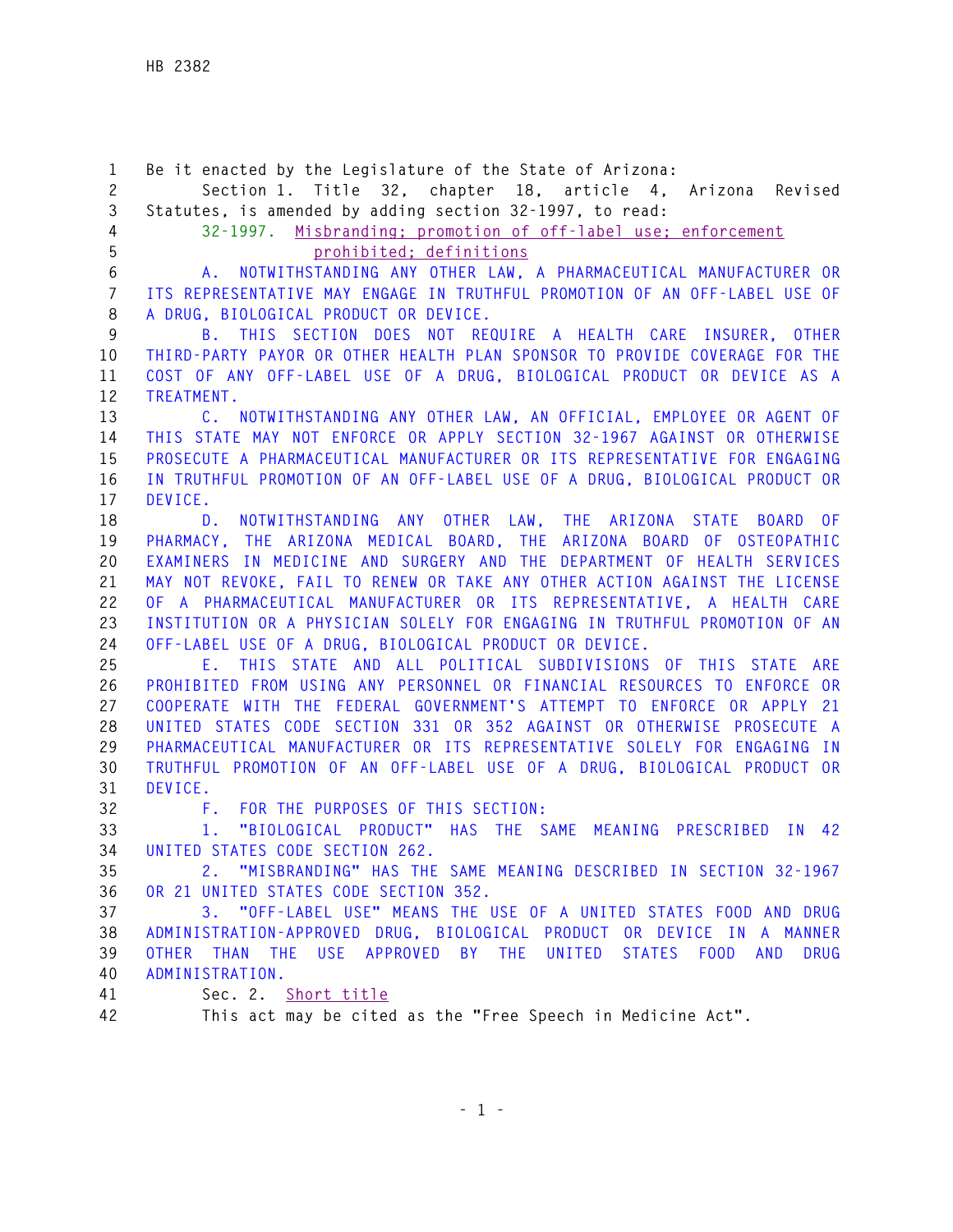Be it enacted by the Legislature of the State of Arizona:

Section 1. Title 32, chapter 18, article 4, Arizona Revised Statutes, is amended by adding section 32-1997, to read:

32-1997. Misbranding; promotion of off-label use; enforcement prohibited; definitions

A. NOTWITHSTANDING ANY OTHER LAW, A PHARMACEUTICAL MANUFACTURER OR ITS REPRESENTATIVE MAY ENGAGE IN TRUTHFUL PROMOTION OF AN OFF-LABEL USE OF A DRUG, BIOLOGICAL PRODUCT OR DEVICE.

B. THIS SECTION DOES NOT REQUIRE A HEALTH CARE INSURER, OTHER THIRD-PARTY PAYOR OR OTHER HEALTH PLAN SPONSOR TO PROVIDE COVERAGE FOR THE COST OF ANY OFF-LABEL USE OF A DRUG, BIOLOGICAL PRODUCT OR DEVICE AS A TREATMENT.

C. NOTWITHSTANDING ANY OTHER LAW, AN OFFICIAL, EMPLOYEE OR AGENT OF THIS STATE MAY NOT ENFORCE OR APPLY SECTION 32-1967 AGAINST OR OTHERWISE PROSECUTE A PHARMACEUTICAL MANUFACTURER OR ITS REPRESENTATIVE FOR ENGAGING IN TRUTHFUL PROMOTION OF AN OFF-LABEL USE OF A DRUG, BIOLOGICAL PRODUCT OR DEVICE.

D. NOTWITHSTANDING ANY OTHER LAW, THE ARIZONA STATE BOARD OF PHARMACY, THE ARIZONA MEDICAL BOARD, THE ARIZONA BOARD OF OSTEOPATHIC EXAMINERS IN MEDICINE AND SURGERY AND THE DEPARTMENT OF HEALTH SERVICES MAY NOT REVOKE, FAIL TO RENEW OR TAKE ANY OTHER ACTION AGAINST THE LICENSE OF A PHARMACEUTICAL MANUFACTURER OR ITS REPRESENTATIVE, A HEALTH CARE INSTITUTION OR A PHYSICIAN SOLELY FOR ENGAGING IN TRUTHFUL PROMOTION OF AN OFF-LABEL USE OF A DRUG, BIOLOGICAL PRODUCT OR DEVICE.

E. THIS STATE AND ALL POLITICAL SUBDIVISIONS OF THIS STATE ARE PROHIBITED FROM USING ANY PERSONNEL OR FINANCIAL RESOURCES TO ENFORCE OR COOPERATE WITH THE FEDERAL GOVERNMENT'S ATTEMPT TO ENFORCE OR APPLY 21 UNITED STATES CODE SECTION 331 OR 352 AGAINST OR OTHERWISE PROSECUTE A PHARMACEUTICAL MANUFACTURER OR ITS REPRESENTATIVE SOLELY FOR ENGAGING IN TRUTHFUL PROMOTION OF AN OFF-LABEL USE OF A DRUG, BIOLOGICAL PRODUCT OR DEVICE.

F. FOR THE PURPOSES OF THIS SECTION:

1. "BIOLOGICAL PRODUCT" HAS THE SAME MEANING PRESCRIBED IN 42 UNITED STATES CODE SECTION 262.

2. "MISBRANDING" HAS THE SAME MEANING DESCRIBED IN SECTION 32-1967 OR 21 UNITED STATES CODE SECTION 352.

3. "OFF-LABEL USE" MEANS THE USE OF A UNITED STATES FOOD AND DRUG ADMINISTRATION-APPROVED DRUG, BIOLOGICAL PRODUCT OR DEVICE IN A MANNER OTHER THAN THE USE APPROVED BY THE UNITED STATES FOOD AND DRUG ADMINISTRATION.

Sec. 2. Short title

This act may be cited as the "Free Speech in Medicine Act".